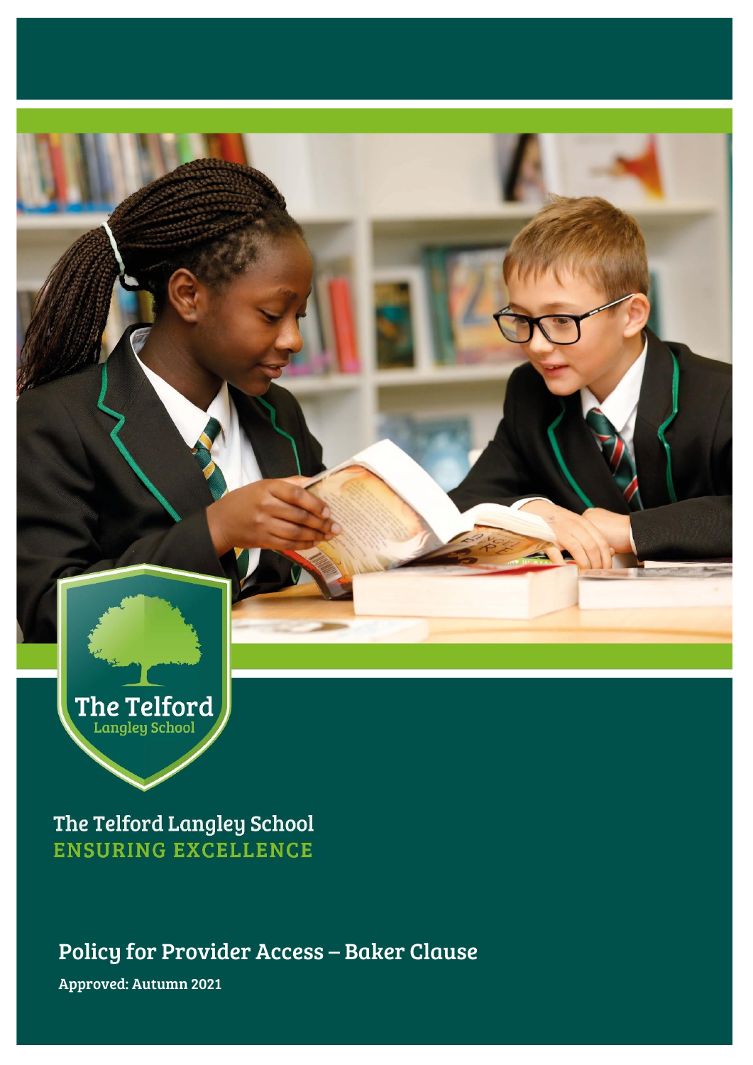The Telford Langley School

The Telford Langley School
ENSURING EXCELLENCE

# Policy for Provider Access – Baker Clause

Approved: Autumn 2021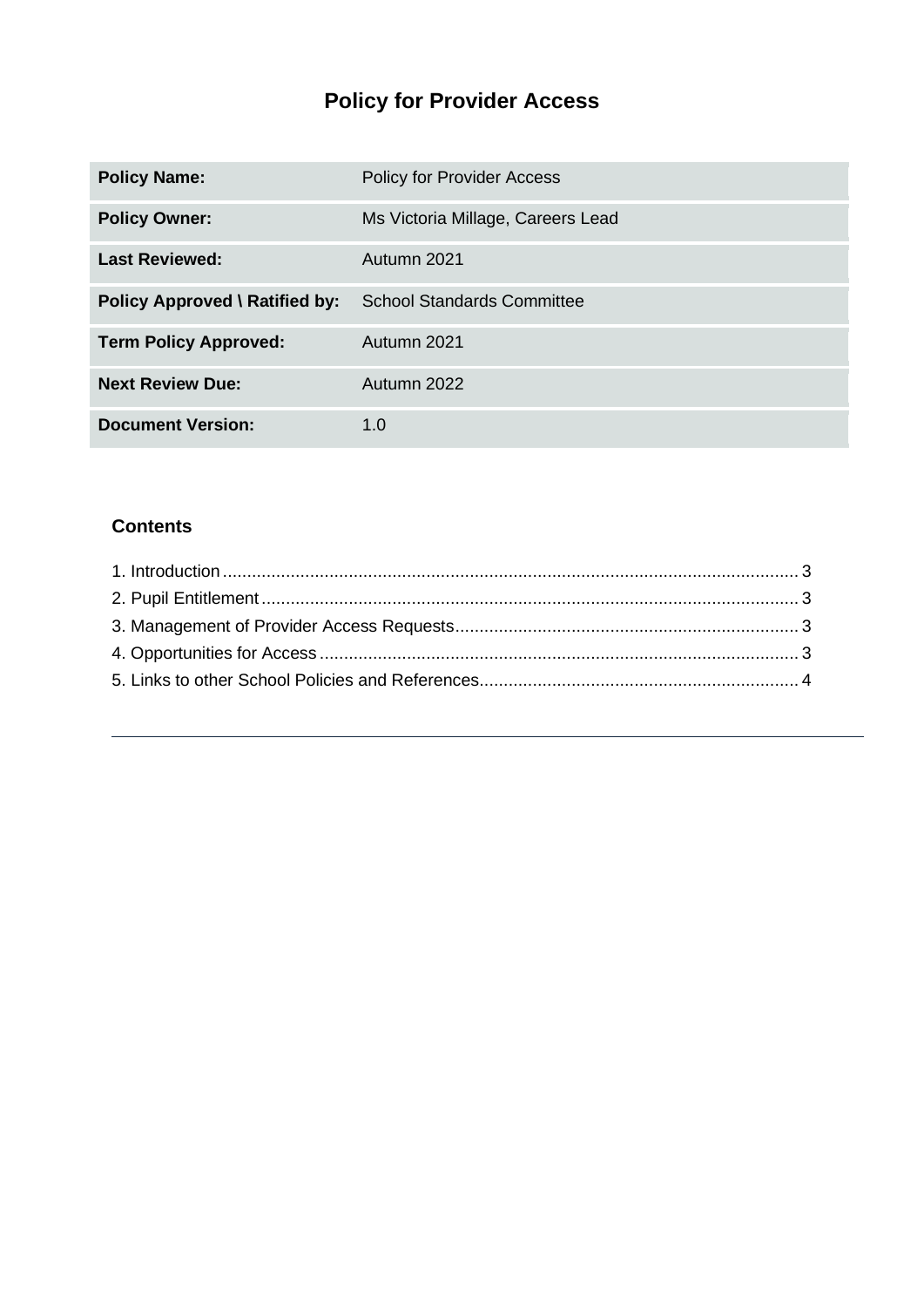# Policy for Provider Access

| Policy Name: | Policy for Provider Access |
|---|---|
| **Policy Owner:** | Ms Victoria Millage, Careers Lead |
| **Last Reviewed:** | Autumn 2021 |
| **Policy Approved \ Ratified by:** | School Standards Committee |
| **Term Policy Approved:** | Autumn 2021 |
| **Next Review Due:** | Autumn 2022 |
| **Document Version:** | 1.0 |

## Contents

1. Introduction ........ 3
2. Pupil Entitlement ........ 3
3. Management of Provider Access Requests ........ 3
4. Opportunities for Access ........ 3
5. Links to other School Policies and References ........ 4

---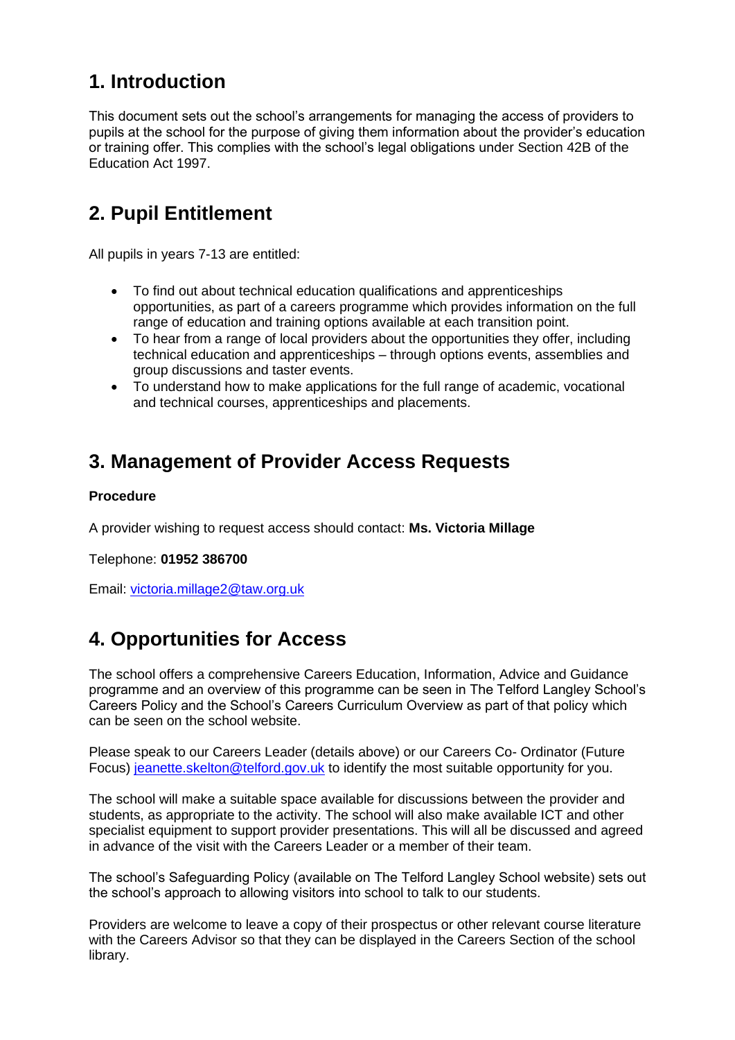## 1. Introduction

This document sets out the school's arrangements for managing the access of providers to pupils at the school for the purpose of giving them information about the provider's education or training offer. This complies with the school's legal obligations under Section 42B of the Education Act 1997.

## 2. Pupil Entitlement

All pupils in years 7-13 are entitled:

- To find out about technical education qualifications and apprenticeships opportunities, as part of a careers programme which provides information on the full range of education and training options available at each transition point.
- To hear from a range of local providers about the opportunities they offer, including technical education and apprenticeships – through options events, assemblies and group discussions and taster events.
- To understand how to make applications for the full range of academic, vocational and technical courses, apprenticeships and placements.

## 3. Management of Provider Access Requests

**Procedure**

A provider wishing to request access should contact: **Ms. Victoria Millage**

Telephone: **01952 386700**

Email: victoria.millage2@taw.org.uk

## 4. Opportunities for Access

The school offers a comprehensive Careers Education, Information, Advice and Guidance programme and an overview of this programme can be seen in The Telford Langley School's Careers Policy and the School's Careers Curriculum Overview as part of that policy which can be seen on the school website.

Please speak to our Careers Leader (details above) or our Careers Co- Ordinator (Future Focus) jeanette.skelton@telford.gov.uk to identify the most suitable opportunity for you.

The school will make a suitable space available for discussions between the provider and students, as appropriate to the activity. The school will also make available ICT and other specialist equipment to support provider presentations. This will all be discussed and agreed in advance of the visit with the Careers Leader or a member of their team.

The school's Safeguarding Policy (available on The Telford Langley School website) sets out the school's approach to allowing visitors into school to talk to our students.

Providers are welcome to leave a copy of their prospectus or other relevant course literature with the Careers Advisor so that they can be displayed in the Careers Section of the school library.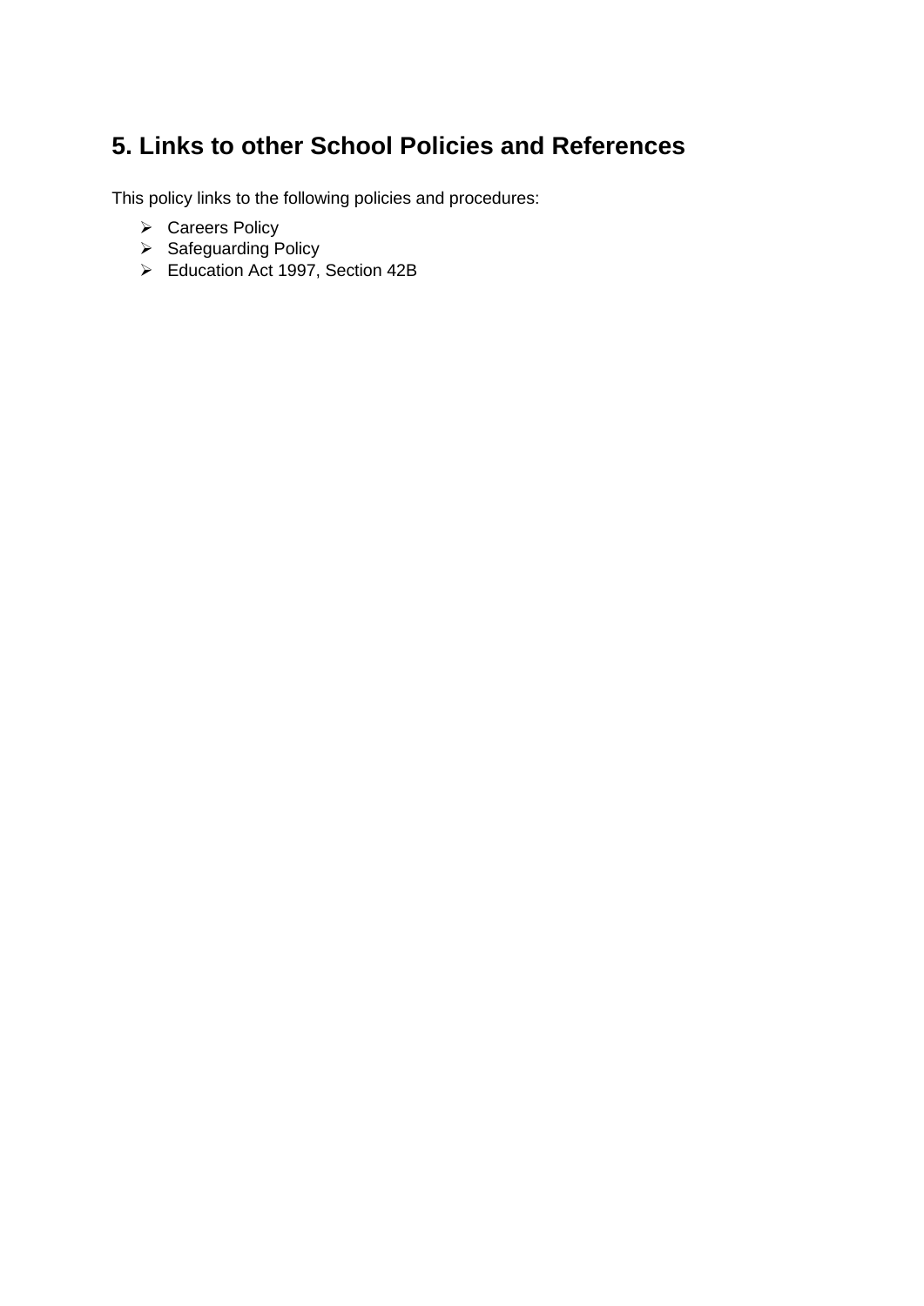## 5. Links to other School Policies and References

This policy links to the following policies and procedures:

- Careers Policy
- Safeguarding Policy
- Education Act 1997, Section 42B